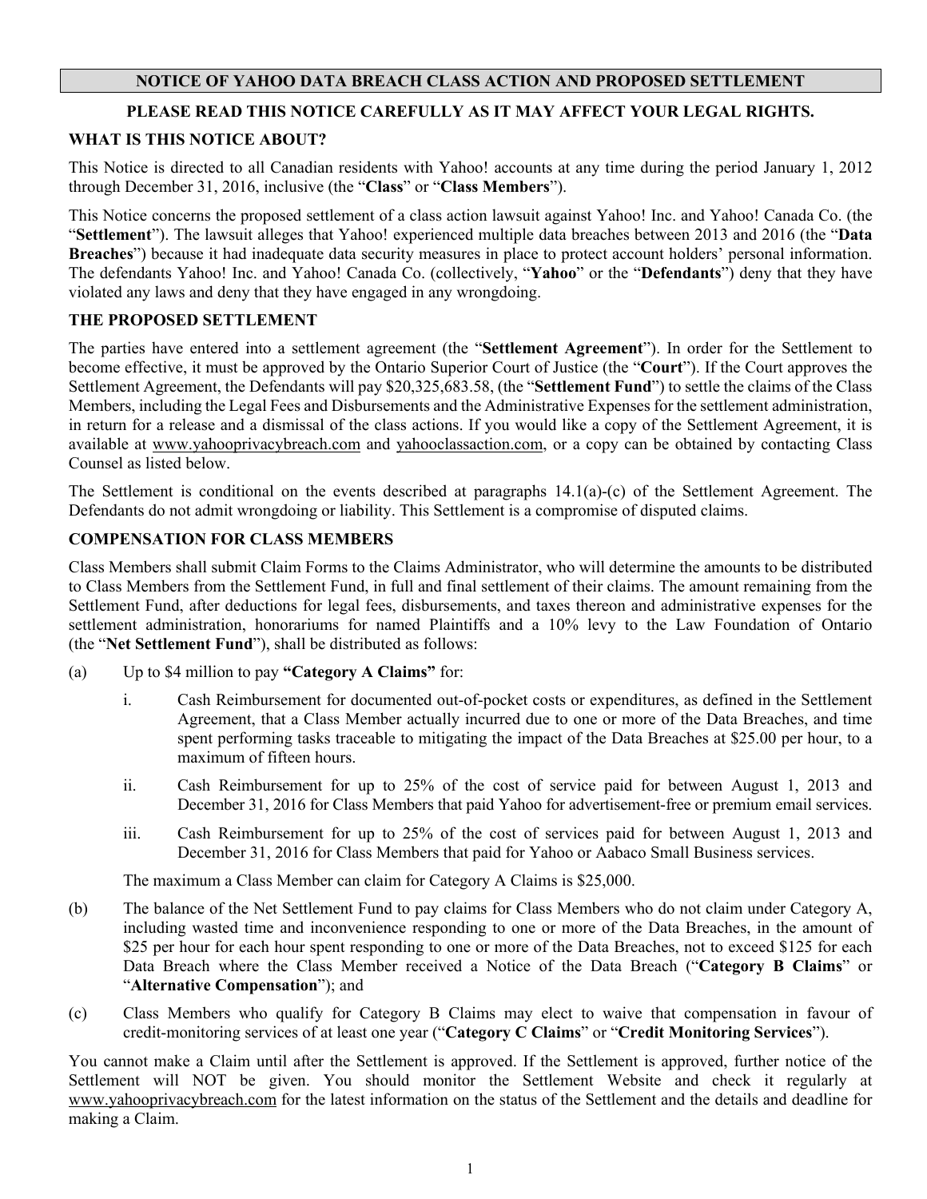# NOTICE OF YAHOO DATA BREACH CLASS ACTION AND PROPOSED SETTLEMENT

**PLEASE READ THIS NOTICE CAREFULLY AS IT MAY AFFECT YOUR LEGAL RIGHTS.**

## WHAT IS THIS NOTICE ABOUT?

This Notice is directed to all Canadian residents with Yahoo! accounts at any time during the period January 1, 2012 through December 31, 2016, inclusive (the "**Class**" or "**Class Members**").

This Notice concerns the proposed settlement of a class action lawsuit against Yahoo! Inc. and Yahoo! Canada Co. (the "**Settlement**"). The lawsuit alleges that Yahoo! experienced multiple data breaches between 2013 and 2016 (the "**Data Breaches**") because it had inadequate data security measures in place to protect account holders' personal information. The defendants Yahoo! Inc. and Yahoo! Canada Co. (collectively, "**Yahoo**" or the "**Defendants**") deny that they have violated any laws and deny that they have engaged in any wrongdoing.

## THE PROPOSED SETTLEMENT

The parties have entered into a settlement agreement (the "**Settlement Agreement**"). In order for the Settlement to become effective, it must be approved by the Ontario Superior Court of Justice (the "**Court**"). If the Court approves the Settlement Agreement, the Defendants will pay $20,325,683.58, (the "**Settlement Fund**") to settle the claims of the Class Members, including the Legal Fees and Disbursements and the Administrative Expenses for the settlement administration, in return for a release and a dismissal of the class actions. If you would like a copy of the Settlement Agreement, it is available at www.yahooprivacybreach.com and yahooclassaction.com, or a copy can be obtained by contacting Class Counsel as listed below.

The Settlement is conditional on the events described at paragraphs 14.1(a)-(c) of the Settlement Agreement. The Defendants do not admit wrongdoing or liability. This Settlement is a compromise of disputed claims.

## COMPENSATION FOR CLASS MEMBERS

Class Members shall submit Claim Forms to the Claims Administrator, who will determine the amounts to be distributed to Class Members from the Settlement Fund, in full and final settlement of their claims. The amount remaining from the Settlement Fund, after deductions for legal fees, disbursements, and taxes thereon and administrative expenses for the settlement administration, honorariums for named Plaintiffs and a 10% levy to the Law Foundation of Ontario (the "**Net Settlement Fund**"), shall be distributed as follows:

(a) Up to $4 million to pay **"Category A Claims"** for:

  i. Cash Reimbursement for documented out-of-pocket costs or expenditures, as defined in the Settlement Agreement, that a Class Member actually incurred due to one or more of the Data Breaches, and time spent performing tasks traceable to mitigating the impact of the Data Breaches at $25.00 per hour, to a maximum of fifteen hours.

  ii. Cash Reimbursement for up to 25% of the cost of service paid for between August 1, 2013 and December 31, 2016 for Class Members that paid Yahoo for advertisement-free or premium email services.

  iii. Cash Reimbursement for up to 25% of the cost of services paid for between August 1, 2013 and December 31, 2016 for Class Members that paid for Yahoo or Aabaco Small Business services.

  The maximum a Class Member can claim for Category A Claims is $25,000.

(b) The balance of the Net Settlement Fund to pay claims for Class Members who do not claim under Category A, including wasted time and inconvenience responding to one or more of the Data Breaches, in the amount of $25 per hour for each hour spent responding to one or more of the Data Breaches, not to exceed $125 for each Data Breach where the Class Member received a Notice of the Data Breach ("**Category B Claims**" or "**Alternative Compensation**"); and

(c) Class Members who qualify for Category B Claims may elect to waive that compensation in favour of credit-monitoring services of at least one year ("**Category C Claims**" or "**Credit Monitoring Services**").

You cannot make a Claim until after the Settlement is approved. If the Settlement is approved, further notice of the Settlement will NOT be given. You should monitor the Settlement Website and check it regularly at www.yahooprivacybreach.com for the latest information on the status of the Settlement and the details and deadline for making a Claim.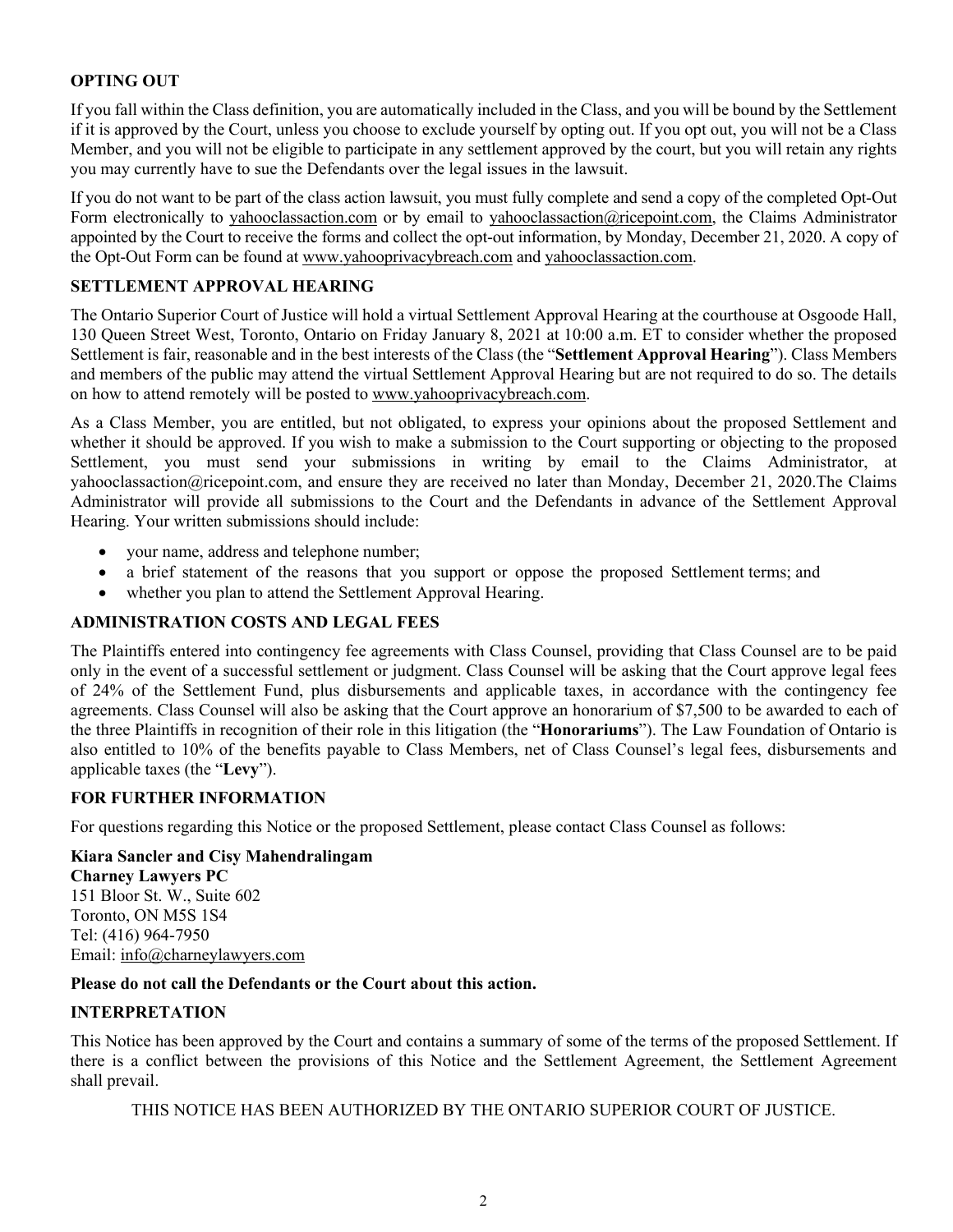## OPTING OUT

If you fall within the Class definition, you are automatically included in the Class, and you will be bound by the Settlement if it is approved by the Court, unless you choose to exclude yourself by opting out. If you opt out, you will not be a Class Member, and you will not be eligible to participate in any settlement approved by the court, but you will retain any rights you may currently have to sue the Defendants over the legal issues in the lawsuit.

If you do not want to be part of the class action lawsuit, you must fully complete and send a copy of the completed Opt-Out Form electronically to yahooclassaction.com or by email to yahooclassaction@ricepoint.com, the Claims Administrator appointed by the Court to receive the forms and collect the opt-out information, by Monday, December 21, 2020. A copy of the Opt-Out Form can be found at www.yahooprivacybreach.com and yahooclassaction.com.

## SETTLEMENT APPROVAL HEARING

The Ontario Superior Court of Justice will hold a virtual Settlement Approval Hearing at the courthouse at Osgoode Hall, 130 Queen Street West, Toronto, Ontario on Friday January 8, 2021 at 10:00 a.m. ET to consider whether the proposed Settlement is fair, reasonable and in the best interests of the Class (the "**Settlement Approval Hearing**"). Class Members and members of the public may attend the virtual Settlement Approval Hearing but are not required to do so. The details on how to attend remotely will be posted to www.yahooprivacybreach.com.

As a Class Member, you are entitled, but not obligated, to express your opinions about the proposed Settlement and whether it should be approved. If you wish to make a submission to the Court supporting or objecting to the proposed Settlement, you must send your submissions in writing by email to the Claims Administrator, at yahooclassaction@ricepoint.com, and ensure they are received no later than Monday, December 21, 2020.The Claims Administrator will provide all submissions to the Court and the Defendants in advance of the Settlement Approval Hearing. Your written submissions should include:

- your name, address and telephone number;
- a brief statement of the reasons that you support or oppose the proposed Settlement terms; and
- whether you plan to attend the Settlement Approval Hearing.

## ADMINISTRATION COSTS AND LEGAL FEES

The Plaintiffs entered into contingency fee agreements with Class Counsel, providing that Class Counsel are to be paid only in the event of a successful settlement or judgment. Class Counsel will be asking that the Court approve legal fees of 24% of the Settlement Fund, plus disbursements and applicable taxes, in accordance with the contingency fee agreements. Class Counsel will also be asking that the Court approve an honorarium of $7,500 to be awarded to each of the three Plaintiffs in recognition of their role in this litigation (the "**Honorariums**"). The Law Foundation of Ontario is also entitled to 10% of the benefits payable to Class Members, net of Class Counsel's legal fees, disbursements and applicable taxes (the "**Levy**").

## FOR FURTHER INFORMATION

For questions regarding this Notice or the proposed Settlement, please contact Class Counsel as follows:

**Kiara Sancler and Cisy Mahendralingam**
**Charney Lawyers PC**
151 Bloor St. W., Suite 602
Toronto, ON M5S 1S4
Tel: (416) 964-7950
Email: info@charneylawyers.com

**Please do not call the Defendants or the Court about this action.**

## INTERPRETATION

This Notice has been approved by the Court and contains a summary of some of the terms of the proposed Settlement. If there is a conflict between the provisions of this Notice and the Settlement Agreement, the Settlement Agreement shall prevail.

THIS NOTICE HAS BEEN AUTHORIZED BY THE ONTARIO SUPERIOR COURT OF JUSTICE.